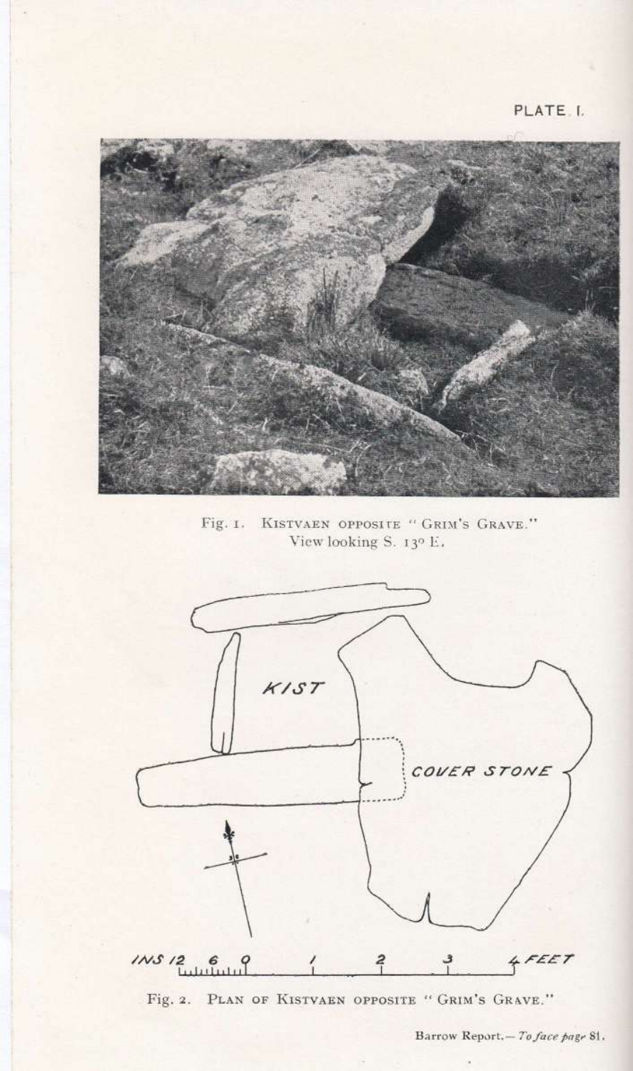PLATE I.

Fig. 1. KISTVAEN OPPOSITE "GRIM'S GRAVE."
View looking S. 13° E.

KIST

COVER STONE

INS 12 6 0 1 2 3 4 FEET

Fig. 2. PLAN OF KISTVAEN OPPOSITE "GRIM'S GRAVE."

Barrow Report.—*To face page* 81.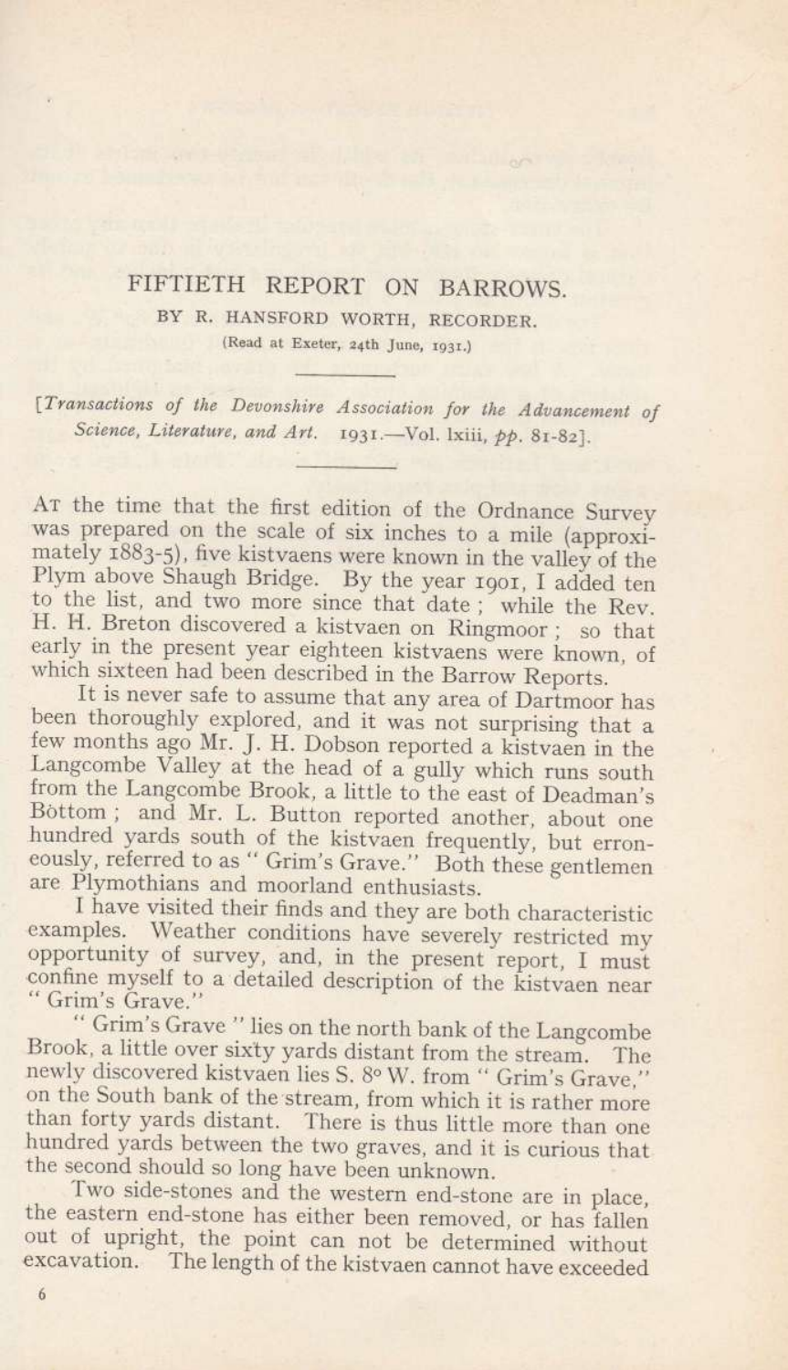# FIFTIETH REPORT ON BARROWS.

BY R. HANSFORD WORTH, RECORDER.

(Read at Exeter, 24th June, 1931.)

---

[*Transactions of the Devonshire Association for the Advancement of Science, Literature, and Art.* 1931.—Vol. lxiii, *pp.* 81-82].

---

At the time that the first edition of the Ordnance Survey was prepared on the scale of six inches to a mile (approximately 1883-5), five kistvaens were known in the valley of the Plym above Shaugh Bridge. By the year 1901, I added ten to the list, and two more since that date; while the Rev. H. H. Breton discovered a kistvaen on Ringmoor; so that early in the present year eighteen kistvaens were known, of which sixteen had been described in the Barrow Reports.

It is never safe to assume that any area of Dartmoor has been thoroughly explored, and it was not surprising that a few months ago Mr. J. H. Dobson reported a kistvaen in the Langcombe Valley at the head of a gully which runs south from the Langcombe Brook, a little to the east of Deadman's Bottom; and Mr. L. Button reported another, about one hundred yards south of the kistvaen frequently, but erroneously, referred to as "Grim's Grave." Both these gentlemen are Plymothians and moorland enthusiasts.

I have visited their finds and they are both characteristic examples. Weather conditions have severely restricted my opportunity of survey, and, in the present report, I must confine myself to a detailed description of the kistvaen near "Grim's Grave."

"Grim's Grave" lies on the north bank of the Langcombe Brook, a little over sixty yards distant from the stream. The newly discovered kistvaen lies S. 8° W. from "Grim's Grave," on the South bank of the stream, from which it is rather more than forty yards distant. There is thus little more than one hundred yards between the two graves, and it is curious that the second should so long have been unknown.

Two side-stones and the western end-stone are in place, the eastern end-stone has either been removed, or has fallen out of upright, the point can not be determined without excavation. The length of the kistvaen cannot have exceeded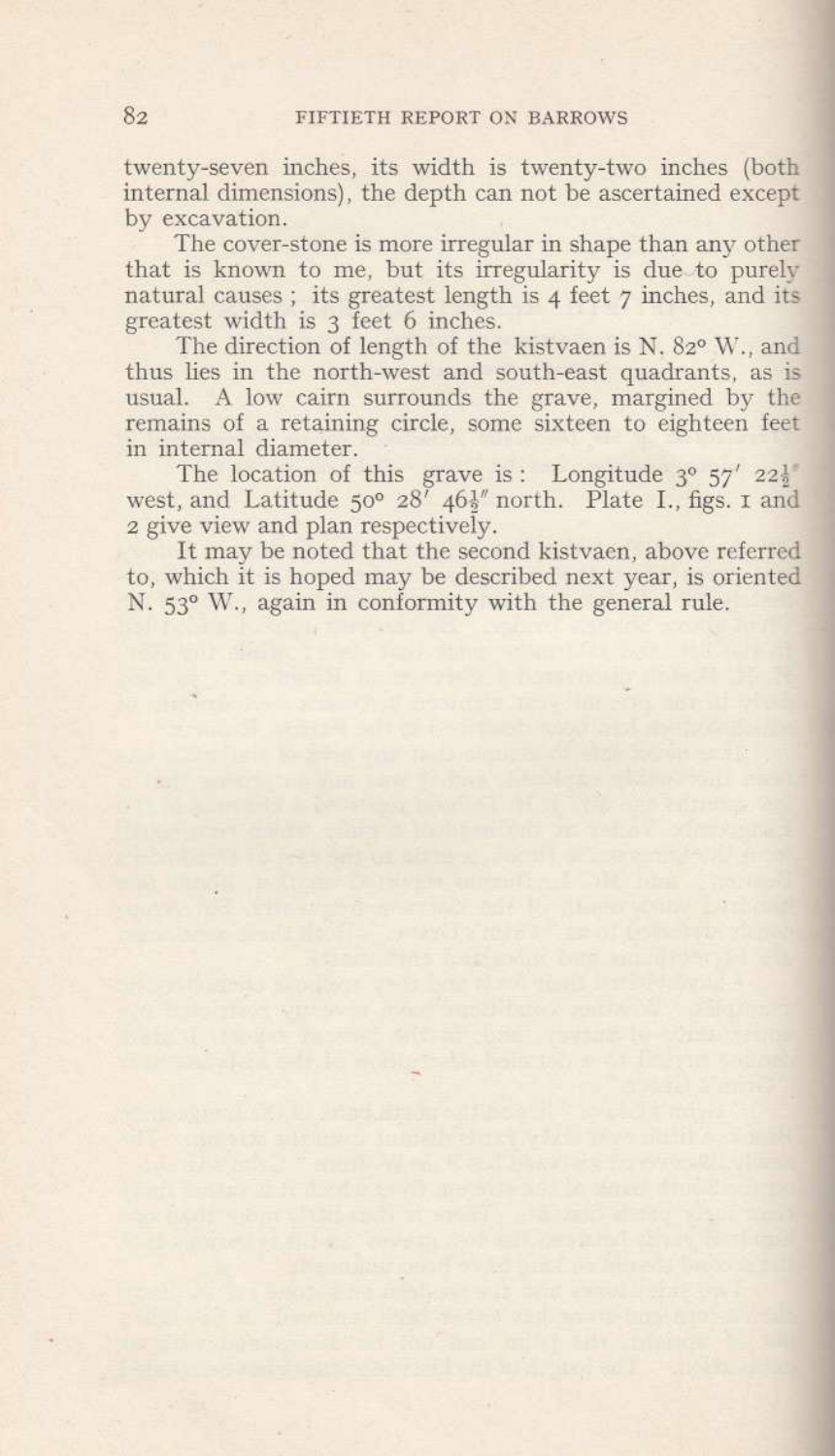twenty-seven inches, its width is twenty-two inches (both internal dimensions), the depth can not be ascertained except by excavation.

The cover-stone is more irregular in shape than any other that is known to me, but its irregularity is due to purely natural causes ; its greatest length is 4 feet 7 inches, and its greatest width is 3 feet 6 inches.

The direction of length of the kistvaen is N. 82° W., and thus lies in the north-west and south-east quadrants, as is usual. A low cairn surrounds the grave, margined by the remains of a retaining circle, some sixteen to eighteen feet in internal diameter.

The location of this grave is : Longitude 3° 57′ 22½″ west, and Latitude 50° 28′ 46½″ north. Plate I., figs. 1 and 2 give view and plan respectively.

It may be noted that the second kistvaen, above referred to, which it is hoped may be described next year, is oriented N. 53° W., again in conformity with the general rule.